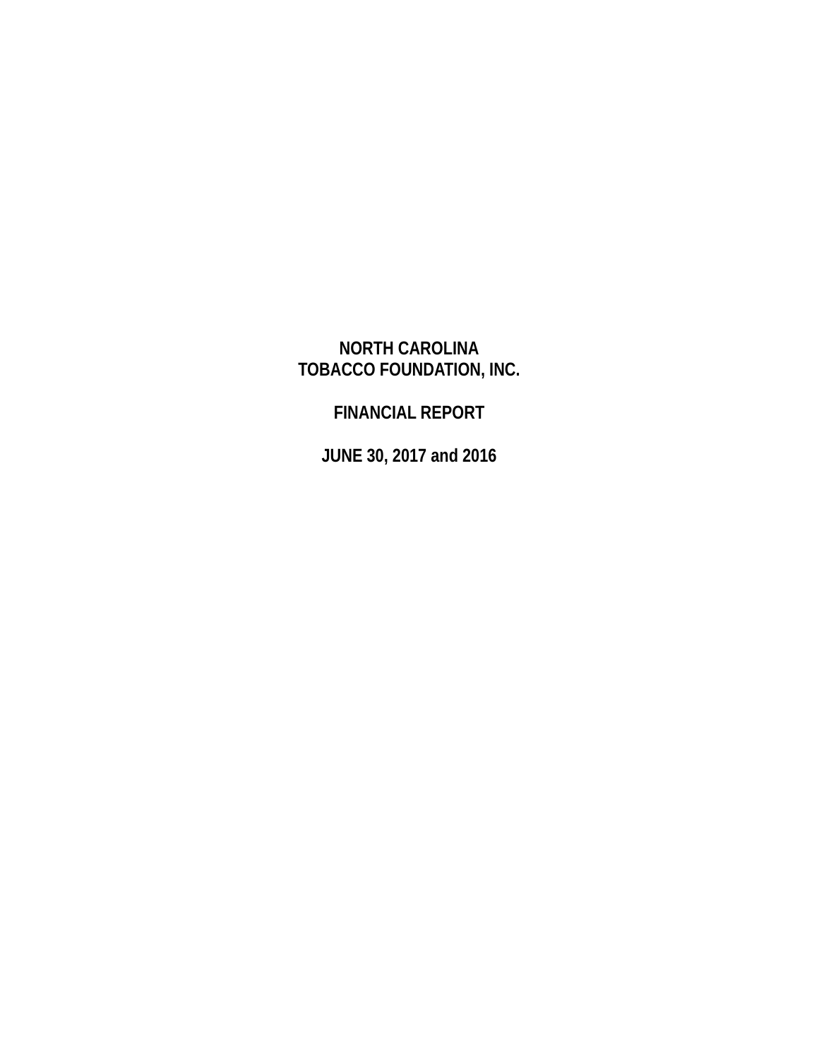# NORTH CAROLINA TOBACCO FOUNDATION, INC.

## FINANCIAL REPORT

## JUNE 30, 2017 and 2016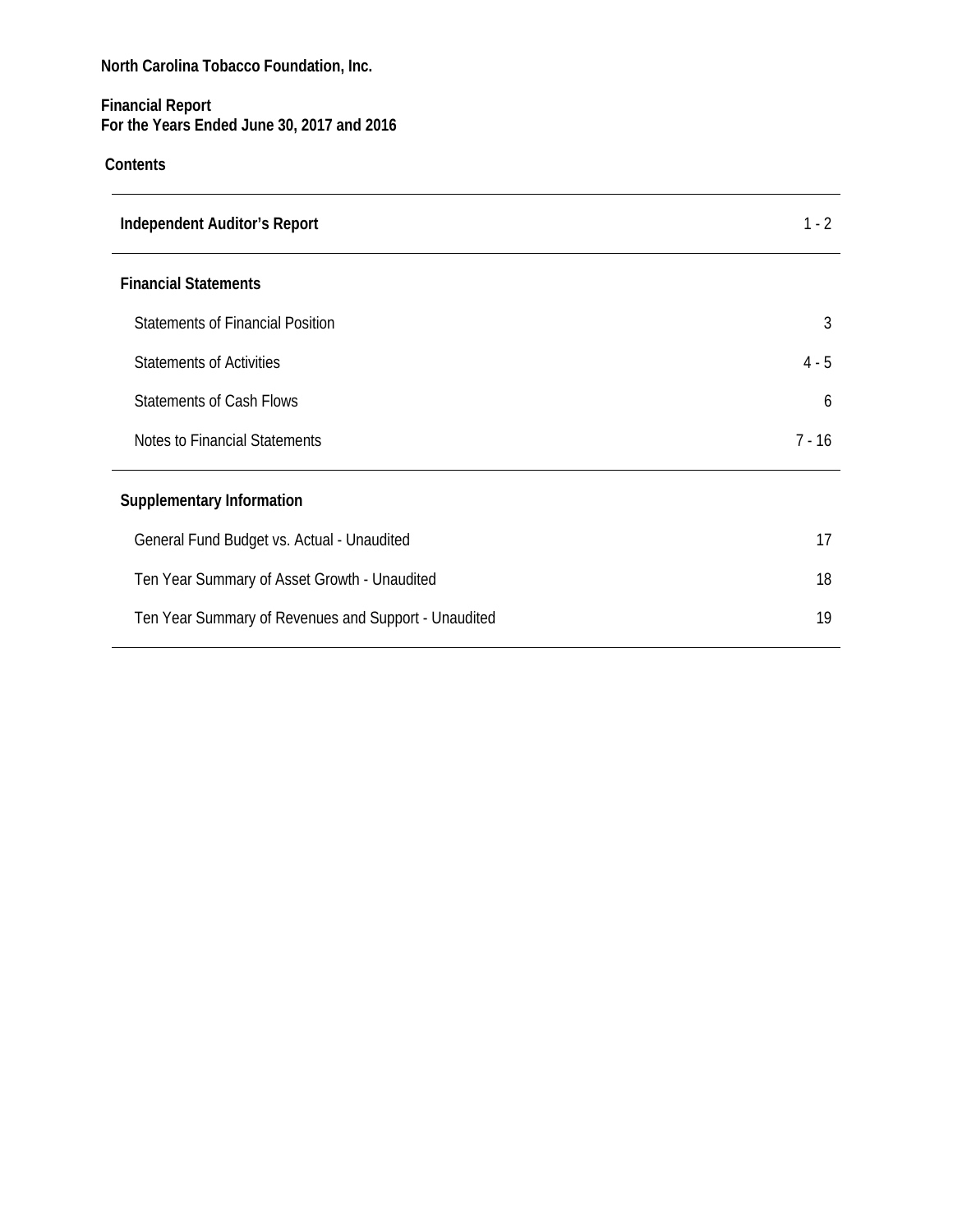**North Carolina Tobacco Foundation, Inc.**

**Financial Report**
**For the Years Ended June 30, 2017 and 2016**

**Contents**

| | |
|---|---|
| **Independent Auditor's Report** | 1 - 2 |
| **Financial Statements** | |
| Statements of Financial Position | 3 |
| Statements of Activities | 4 - 5 |
| Statements of Cash Flows | 6 |
| Notes to Financial Statements | 7 - 16 |
| **Supplementary Information** | |
| General Fund Budget vs. Actual - Unaudited | 17 |
| Ten Year Summary of Asset Growth - Unaudited | 18 |
| Ten Year Summary of Revenues and Support - Unaudited | 19 |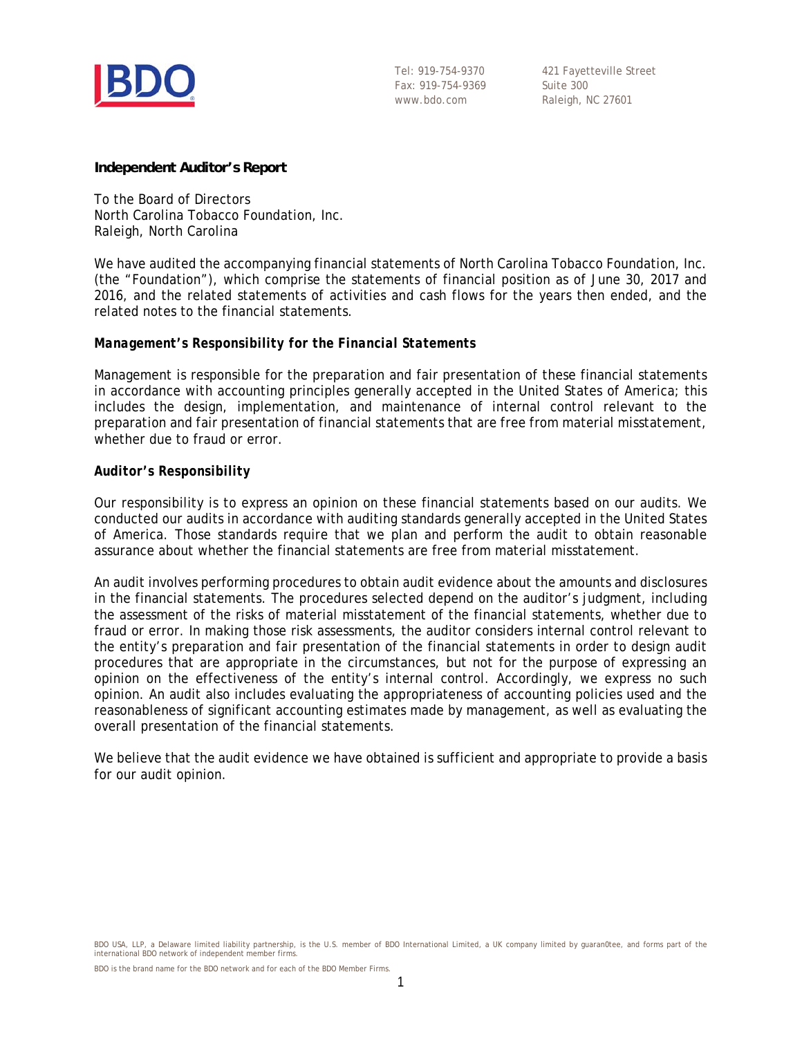Tel: 919-754-9370
Fax: 919-754-9369
www.bdo.com

421 Fayetteville Street
Suite 300
Raleigh, NC 27601

**Independent Auditor's Report**

To the Board of Directors
North Carolina Tobacco Foundation, Inc.
Raleigh, North Carolina

We have audited the accompanying financial statements of North Carolina Tobacco Foundation, Inc. (the "Foundation"), which comprise the statements of financial position as of June 30, 2017 and 2016, and the related statements of activities and cash flows for the years then ended, and the related notes to the financial statements.

***Management's Responsibility for the Financial Statements***

Management is responsible for the preparation and fair presentation of these financial statements in accordance with accounting principles generally accepted in the United States of America; this includes the design, implementation, and maintenance of internal control relevant to the preparation and fair presentation of financial statements that are free from material misstatement, whether due to fraud or error.

**Auditor's Responsibility**

Our responsibility is to express an opinion on these financial statements based on our audits. We conducted our audits in accordance with auditing standards generally accepted in the United States of America. Those standards require that we plan and perform the audit to obtain reasonable assurance about whether the financial statements are free from material misstatement.

An audit involves performing procedures to obtain audit evidence about the amounts and disclosures in the financial statements. The procedures selected depend on the auditor's judgment, including the assessment of the risks of material misstatement of the financial statements, whether due to fraud or error. In making those risk assessments, the auditor considers internal control relevant to the entity's preparation and fair presentation of the financial statements in order to design audit procedures that are appropriate in the circumstances, but not for the purpose of expressing an opinion on the effectiveness of the entity's internal control. Accordingly, we express no such opinion. An audit also includes evaluating the appropriateness of accounting policies used and the reasonableness of significant accounting estimates made by management, as well as evaluating the overall presentation of the financial statements.

We believe that the audit evidence we have obtained is sufficient and appropriate to provide a basis for our audit opinion.

BDO USA, LLP, a Delaware limited liability partnership, is the U.S. member of BDO International Limited, a UK company limited by guaran0tee, and forms part of the international BDO network of independent member firms.

BDO is the brand name for the BDO network and for each of the BDO Member Firms.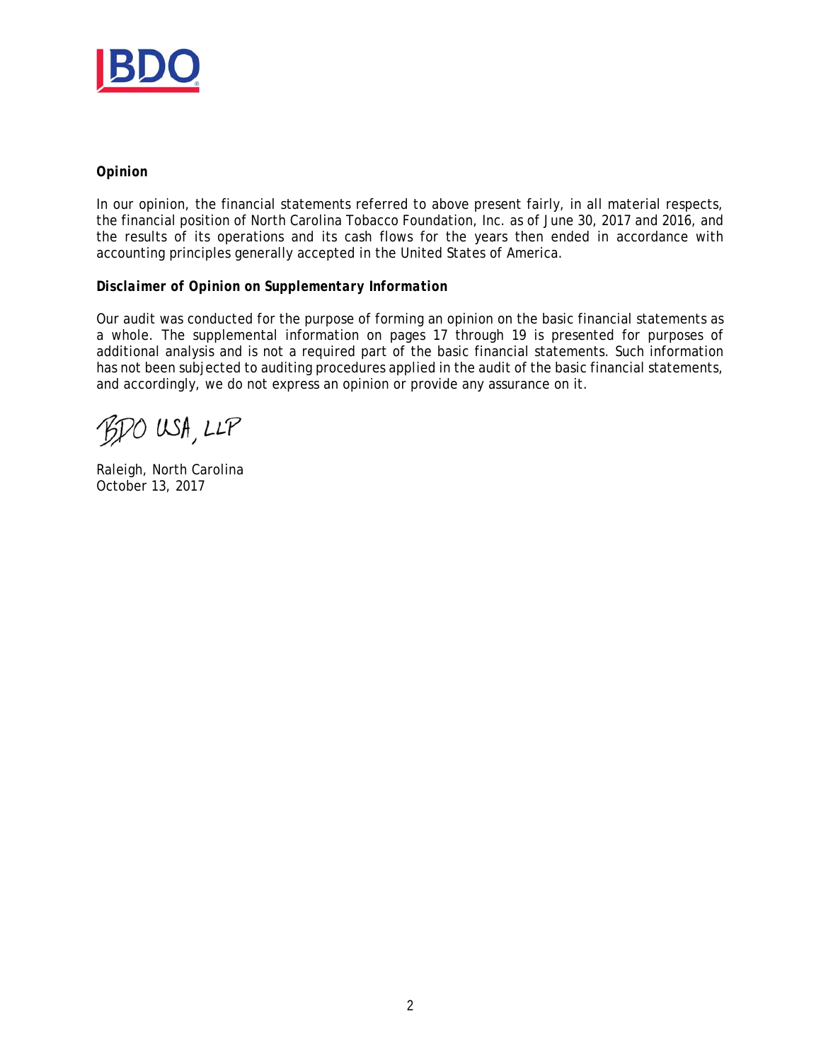**Opinion**

In our opinion, the financial statements referred to above present fairly, in all material respects, the financial position of North Carolina Tobacco Foundation, Inc. as of June 30, 2017 and 2016, and the results of its operations and its cash flows for the years then ended in accordance with accounting principles generally accepted in the United States of America.

***Disclaimer of Opinion on Supplementary Information***

Our audit was conducted for the purpose of forming an opinion on the basic financial statements as a whole. The supplemental information on pages 17 through 19 is presented for purposes of additional analysis and is not a required part of the basic financial statements. Such information has not been subjected to auditing procedures applied in the audit of the basic financial statements, and accordingly, we do not express an opinion or provide any assurance on it.

BDO USA, LLP

Raleigh, North Carolina
October 13, 2017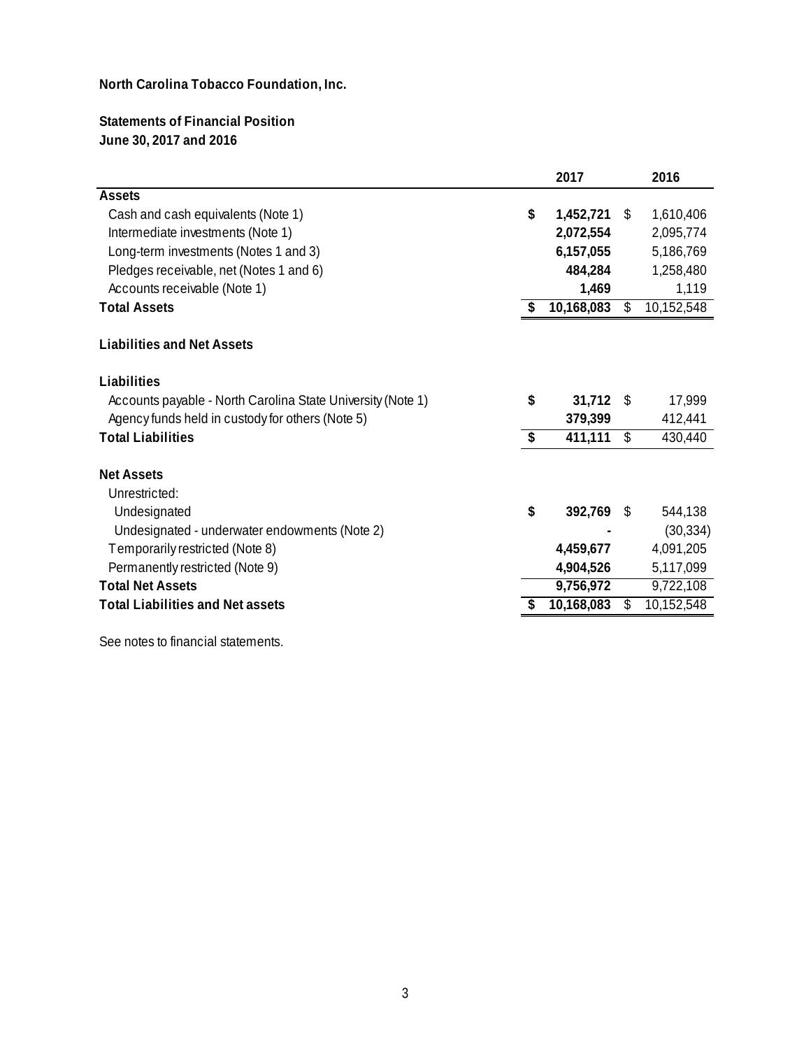**North Carolina Tobacco Foundation, Inc.**

**Statements of Financial Position**
**June 30, 2017 and 2016**

| | 2017 | 2016 |
|---|---|---|
| **Assets** | | |
| Cash and cash equivalents (Note 1) | **$ 1,452,721** | $ 1,610,406 |
| Intermediate investments (Note 1) | **2,072,554** | 2,095,774 |
| Long-term investments (Notes 1 and 3) | **6,157,055** | 5,186,769 |
| Pledges receivable, net (Notes 1 and 6) | **484,284** | 1,258,480 |
| Accounts receivable (Note 1) | **1,469** | 1,119 |
| **Total Assets** | **$ 10,168,083** | $ 10,152,548 |
| | | |
| **Liabilities and Net Assets** | | |
| | | |
| **Liabilities** | | |
| Accounts payable - North Carolina State University (Note 1) | **$ 31,712** | $ 17,999 |
| Agency funds held in custody for others (Note 5) | **379,399** | 412,441 |
| **Total Liabilities** | **$ 411,111** | $ 430,440 |
| | | |
| **Net Assets** | | |
| Unrestricted: | | |
| Undesignated | **$ 392,769** | $ 544,138 |
| Undesignated - underwater endowments (Note 2) | **-** | (30,334) |
| Temporarily restricted (Note 8) | **4,459,677** | 4,091,205 |
| Permanently restricted (Note 9) | **4,904,526** | 5,117,099 |
| **Total Net Assets** | **9,756,972** | 9,722,108 |
| **Total Liabilities and Net assets** | **$ 10,168,083** | $ 10,152,548 |

See notes to financial statements.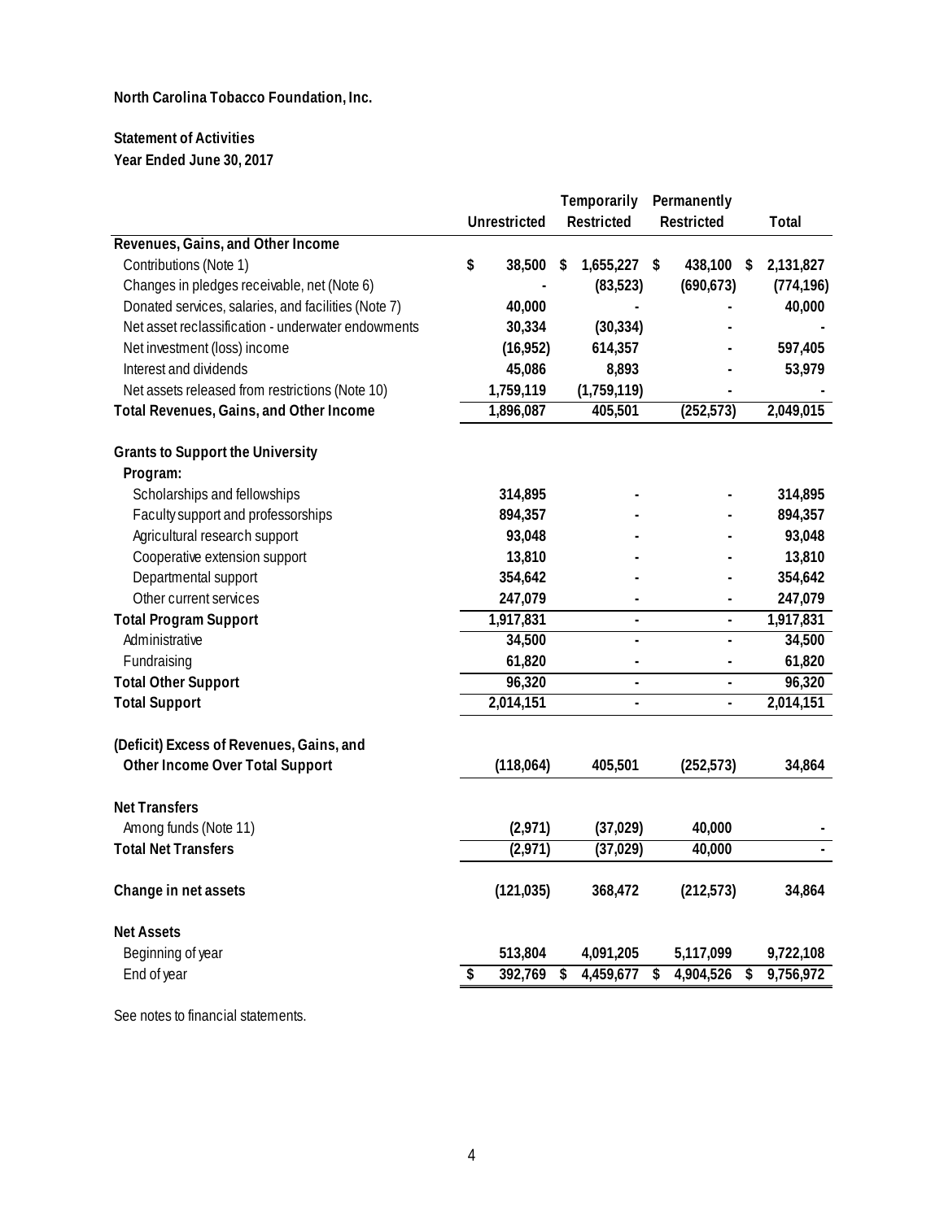**North Carolina Tobacco Foundation, Inc.**

**Statement of Activities**

**Year Ended June 30, 2017**

| | Unrestricted | Temporarily Restricted | Permanently Restricted | Total |
|---|---|---|---|---|
| **Revenues, Gains, and Other Income** | | | | |
| Contributions (Note 1) | $ 38,500 | $ 1,655,227 | $ 438,100 | $ 2,131,827 |
| Changes in pledges receivable, net (Note 6) | - | (83,523) | (690,673) | (774,196) |
| Donated services, salaries, and facilities (Note 7) | 40,000 | - | - | 40,000 |
| Net asset reclassification - underwater endowments | 30,334 | (30,334) | - | - |
| Net investment (loss) income | (16,952) | 614,357 | - | 597,405 |
| Interest and dividends | 45,086 | 8,893 | - | 53,979 |
| Net assets released from restrictions (Note 10) | 1,759,119 | (1,759,119) | - | - |
| **Total Revenues, Gains, and Other Income** | 1,896,087 | 405,501 | (252,573) | 2,049,015 |
| **Grants to Support the University** | | | | |
| **Program:** | | | | |
| Scholarships and fellowships | 314,895 | - | - | 314,895 |
| Faculty support and professorships | 894,357 | - | - | 894,357 |
| Agricultural research support | 93,048 | - | - | 93,048 |
| Cooperative extension support | 13,810 | - | - | 13,810 |
| Departmental support | 354,642 | - | - | 354,642 |
| Other current services | 247,079 | - | - | 247,079 |
| **Total Program Support** | 1,917,831 | - | - | 1,917,831 |
| Administrative | 34,500 | - | - | 34,500 |
| Fundraising | 61,820 | - | - | 61,820 |
| **Total Other Support** | 96,320 | - | - | 96,320 |
| **Total Support** | 2,014,151 | - | - | 2,014,151 |
| **(Deficit) Excess of Revenues, Gains, and Other Income Over Total Support** | (118,064) | 405,501 | (252,573) | 34,864 |
| **Net Transfers** | | | | |
| Among funds (Note 11) | (2,971) | (37,029) | 40,000 | - |
| **Total Net Transfers** | (2,971) | (37,029) | 40,000 | - |
| **Change in net assets** | (121,035) | 368,472 | (212,573) | 34,864 |
| **Net Assets** | | | | |
| Beginning of year | 513,804 | 4,091,205 | 5,117,099 | 9,722,108 |
| End of year | $ 392,769 | $ 4,459,677 | $ 4,904,526 | $ 9,756,972 |

See notes to financial statements.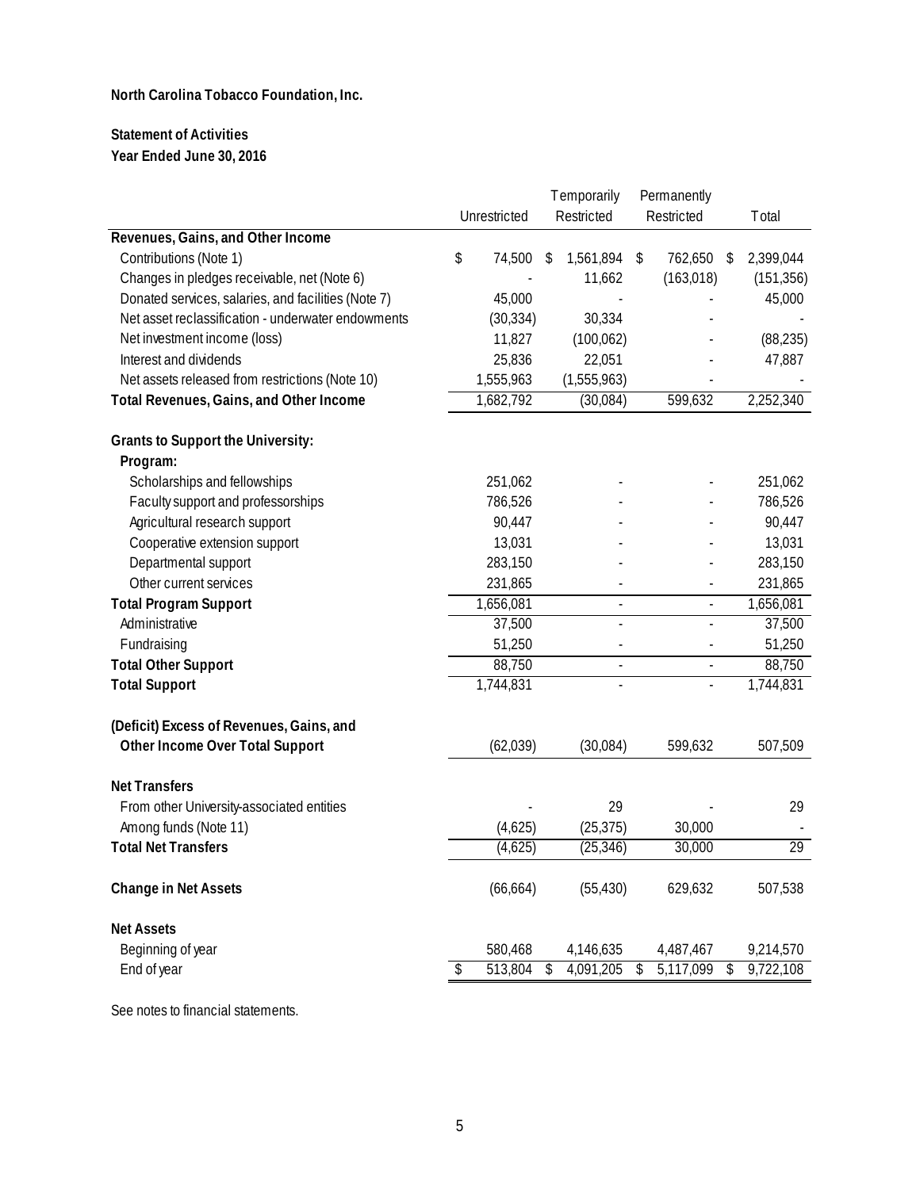**North Carolina Tobacco Foundation, Inc.**

**Statement of Activities**
**Year Ended June 30, 2016**

| | Unrestricted | Temporarily Restricted | Permanently Restricted | Total |
|---|---|---|---|---|
| **Revenues, Gains, and Other Income** | | | | |
| Contributions (Note 1) | $ 74,500 | $ 1,561,894 | $ 762,650 | $ 2,399,044 |
| Changes in pledges receivable, net (Note 6) | - | 11,662 | (163,018) | (151,356) |
| Donated services, salaries, and facilities (Note 7) | 45,000 | - | - | 45,000 |
| Net asset reclassification - underwater endowments | (30,334) | 30,334 | - | - |
| Net investment income (loss) | 11,827 | (100,062) | - | (88,235) |
| Interest and dividends | 25,836 | 22,051 | - | 47,887 |
| Net assets released from restrictions (Note 10) | 1,555,963 | (1,555,963) | - | - |
| **Total Revenues, Gains, and Other Income** | 1,682,792 | (30,084) | 599,632 | 2,252,340 |
| | | | | |
| **Grants to Support the University:** | | | | |
| **Program:** | | | | |
| Scholarships and fellowships | 251,062 | - | - | 251,062 |
| Faculty support and professorships | 786,526 | - | - | 786,526 |
| Agricultural research support | 90,447 | - | - | 90,447 |
| Cooperative extension support | 13,031 | - | - | 13,031 |
| Departmental support | 283,150 | - | - | 283,150 |
| Other current services | 231,865 | - | - | 231,865 |
| **Total Program Support** | 1,656,081 | - | - | 1,656,081 |
| Administrative | 37,500 | - | - | 37,500 |
| Fundraising | 51,250 | - | - | 51,250 |
| **Total Other Support** | 88,750 | - | - | 88,750 |
| **Total Support** | 1,744,831 | - | - | 1,744,831 |
| | | | | |
| **(Deficit) Excess of Revenues, Gains, and Other Income Over Total Support** | (62,039) | (30,084) | 599,632 | 507,509 |
| | | | | |
| **Net Transfers** | | | | |
| From other University-associated entities | - | 29 | - | 29 |
| Among funds (Note 11) | (4,625) | (25,375) | 30,000 | - |
| **Total Net Transfers** | (4,625) | (25,346) | 30,000 | 29 |
| | | | | |
| **Change in Net Assets** | (66,664) | (55,430) | 629,632 | 507,538 |
| | | | | |
| **Net Assets** | | | | |
| Beginning of year | 580,468 | 4,146,635 | 4,487,467 | 9,214,570 |
| End of year | $ 513,804 | $ 4,091,205 | $ 5,117,099 | $ 9,722,108 |

See notes to financial statements.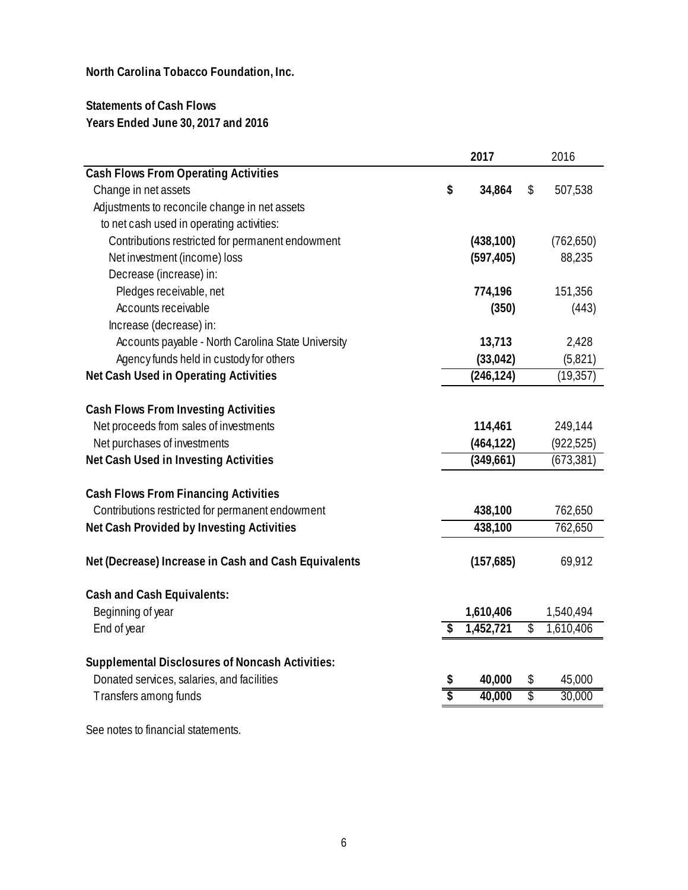**North Carolina Tobacco Foundation, Inc.**

**Statements of Cash Flows**
**Years Ended June 30, 2017 and 2016**

| | **2017** | 2016 |
|---|---|---|
| **Cash Flows From Operating Activities** | | |
| Change in net assets | **$ 34,864** | $ 507,538 |
| Adjustments to reconcile change in net assets to net cash used in operating activities: | | |
| Contributions restricted for permanent endowment | **(438,100)** | (762,650) |
| Net investment (income) loss | **(597,405)** | 88,235 |
| Decrease (increase) in: | | |
| Pledges receivable, net | **774,196** | 151,356 |
| Accounts receivable | **(350)** | (443) |
| Increase (decrease) in: | | |
| Accounts payable - North Carolina State University | **13,713** | 2,428 |
| Agency funds held in custody for others | **(33,042)** | (5,821) |
| **Net Cash Used in Operating Activities** | **(246,124)** | (19,357) |
| | | |
| **Cash Flows From Investing Activities** | | |
| Net proceeds from sales of investments | **114,461** | 249,144 |
| Net purchases of investments | **(464,122)** | (922,525) |
| **Net Cash Used in Investing Activities** | **(349,661)** | (673,381) |
| | | |
| **Cash Flows From Financing Activities** | | |
| Contributions restricted for permanent endowment | **438,100** | 762,650 |
| **Net Cash Provided by Investing Activities** | **438,100** | 762,650 |
| | | |
| **Net (Decrease) Increase in Cash and Cash Equivalents** | **(157,685)** | 69,912 |
| | | |
| **Cash and Cash Equivalents:** | | |
| Beginning of year | **1,610,406** | 1,540,494 |
| End of year | **$ 1,452,721** | $ 1,610,406 |
| | | |
| **Supplemental Disclosures of Noncash Activities:** | | |
| Donated services, salaries, and facilities | **$ 40,000** | $ 45,000 |
| Transfers among funds | **$ 40,000** | $ 30,000 |

See notes to financial statements.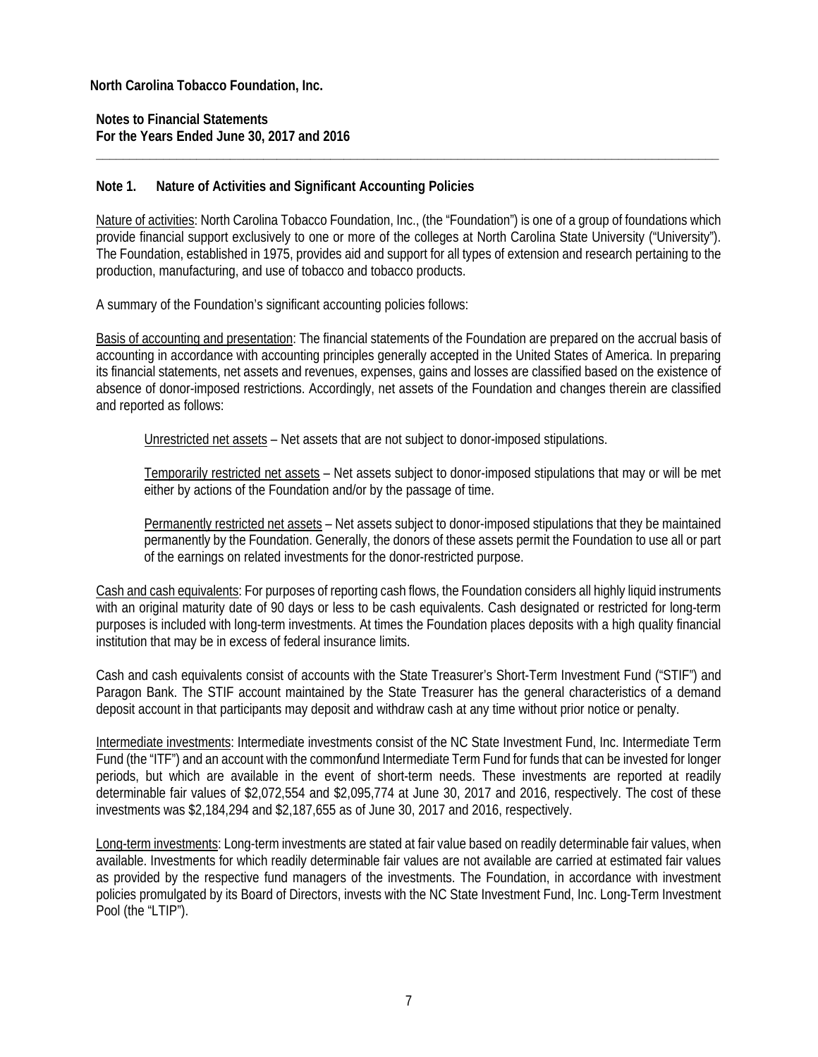**North Carolina Tobacco Foundation, Inc.**

**Notes to Financial Statements**
**For the Years Ended June 30, 2017 and 2016**

## Note 1. Nature of Activities and Significant Accounting Policies

Nature of activities: North Carolina Tobacco Foundation, Inc., (the "Foundation") is one of a group of foundations which provide financial support exclusively to one or more of the colleges at North Carolina State University ("University"). The Foundation, established in 1975, provides aid and support for all types of extension and research pertaining to the production, manufacturing, and use of tobacco and tobacco products.

A summary of the Foundation's significant accounting policies follows:

Basis of accounting and presentation: The financial statements of the Foundation are prepared on the accrual basis of accounting in accordance with accounting principles generally accepted in the United States of America. In preparing its financial statements, net assets and revenues, expenses, gains and losses are classified based on the existence of absence of donor-imposed restrictions. Accordingly, net assets of the Foundation and changes therein are classified and reported as follows:

Unrestricted net assets – Net assets that are not subject to donor-imposed stipulations.

Temporarily restricted net assets – Net assets subject to donor-imposed stipulations that may or will be met either by actions of the Foundation and/or by the passage of time.

Permanently restricted net assets – Net assets subject to donor-imposed stipulations that they be maintained permanently by the Foundation. Generally, the donors of these assets permit the Foundation to use all or part of the earnings on related investments for the donor-restricted purpose.

Cash and cash equivalents: For purposes of reporting cash flows, the Foundation considers all highly liquid instruments with an original maturity date of 90 days or less to be cash equivalents. Cash designated or restricted for long-term purposes is included with long-term investments. At times the Foundation places deposits with a high quality financial institution that may be in excess of federal insurance limits.

Cash and cash equivalents consist of accounts with the State Treasurer's Short-Term Investment Fund ("STIF") and Paragon Bank. The STIF account maintained by the State Treasurer has the general characteristics of a demand deposit account in that participants may deposit and withdraw cash at any time without prior notice or penalty.

Intermediate investments: Intermediate investments consist of the NC State Investment Fund, Inc. Intermediate Term Fund (the "ITF") and an account with the common*f*und Intermediate Term Fund for funds that can be invested for longer periods, but which are available in the event of short-term needs. These investments are reported at readily determinable fair values of $2,072,554 and $2,095,774 at June 30, 2017 and 2016, respectively. The cost of these investments was $2,184,294 and $2,187,655 as of June 30, 2017 and 2016, respectively.

Long-term investments: Long-term investments are stated at fair value based on readily determinable fair values, when available. Investments for which readily determinable fair values are not available are carried at estimated fair values as provided by the respective fund managers of the investments. The Foundation, in accordance with investment policies promulgated by its Board of Directors, invests with the NC State Investment Fund, Inc. Long-Term Investment Pool (the "LTIP").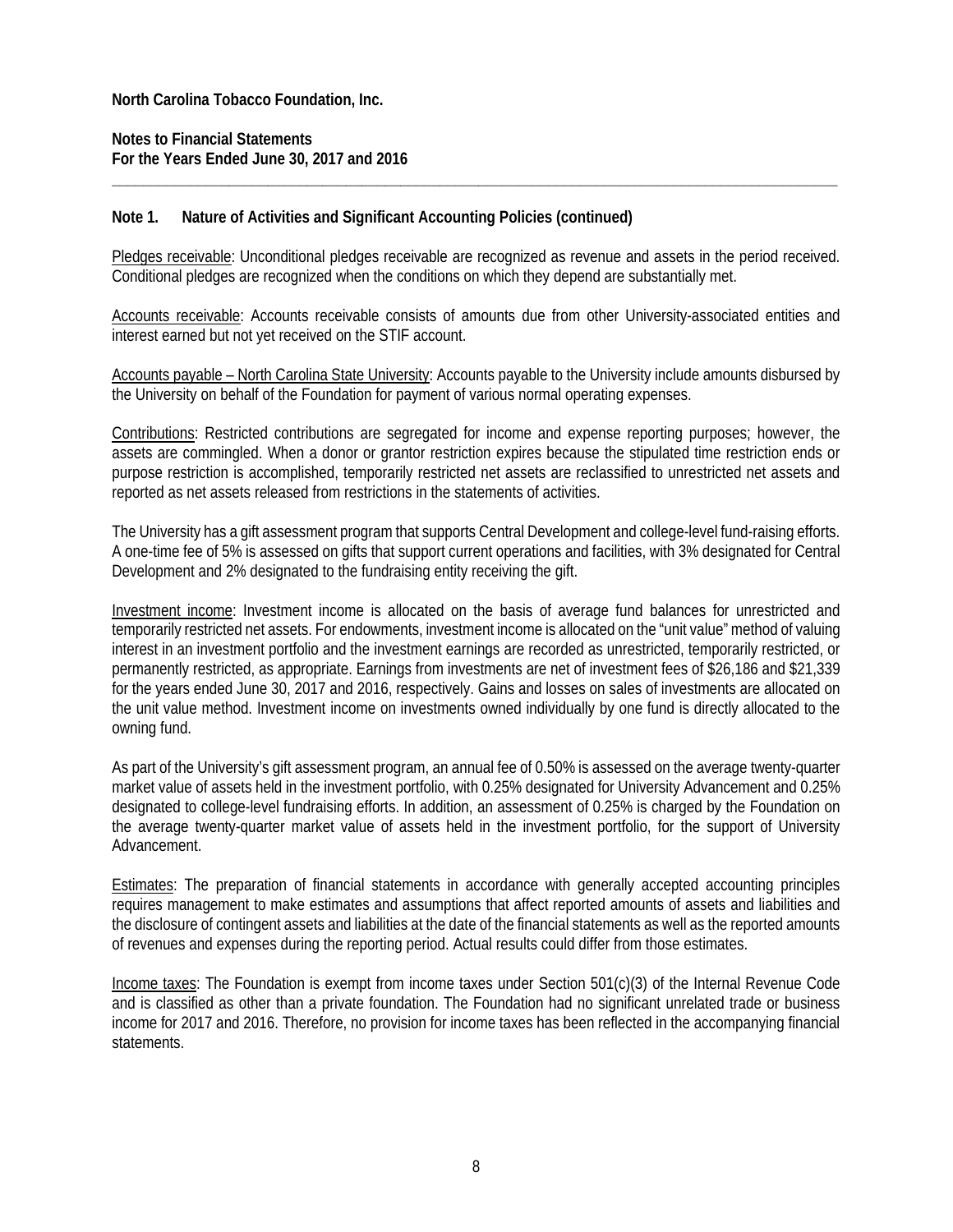**North Carolina Tobacco Foundation, Inc.**

**Notes to Financial Statements**
**For the Years Ended June 30, 2017 and 2016**

## Note 1. Nature of Activities and Significant Accounting Policies (continued)

Pledges receivable: Unconditional pledges receivable are recognized as revenue and assets in the period received. Conditional pledges are recognized when the conditions on which they depend are substantially met.

Accounts receivable: Accounts receivable consists of amounts due from other University-associated entities and interest earned but not yet received on the STIF account.

Accounts payable – North Carolina State University: Accounts payable to the University include amounts disbursed by the University on behalf of the Foundation for payment of various normal operating expenses.

Contributions: Restricted contributions are segregated for income and expense reporting purposes; however, the assets are commingled. When a donor or grantor restriction expires because the stipulated time restriction ends or purpose restriction is accomplished, temporarily restricted net assets are reclassified to unrestricted net assets and reported as net assets released from restrictions in the statements of activities.

The University has a gift assessment program that supports Central Development and college-level fund-raising efforts. A one-time fee of 5% is assessed on gifts that support current operations and facilities, with 3% designated for Central Development and 2% designated to the fundraising entity receiving the gift.

Investment income: Investment income is allocated on the basis of average fund balances for unrestricted and temporarily restricted net assets. For endowments, investment income is allocated on the "unit value" method of valuing interest in an investment portfolio and the investment earnings are recorded as unrestricted, temporarily restricted, or permanently restricted, as appropriate. Earnings from investments are net of investment fees of $26,186 and $21,339 for the years ended June 30, 2017 and 2016, respectively. Gains and losses on sales of investments are allocated on the unit value method. Investment income on investments owned individually by one fund is directly allocated to the owning fund.

As part of the University's gift assessment program, an annual fee of 0.50% is assessed on the average twenty-quarter market value of assets held in the investment portfolio, with 0.25% designated for University Advancement and 0.25% designated to college-level fundraising efforts. In addition, an assessment of 0.25% is charged by the Foundation on the average twenty-quarter market value of assets held in the investment portfolio, for the support of University Advancement.

Estimates: The preparation of financial statements in accordance with generally accepted accounting principles requires management to make estimates and assumptions that affect reported amounts of assets and liabilities and the disclosure of contingent assets and liabilities at the date of the financial statements as well as the reported amounts of revenues and expenses during the reporting period. Actual results could differ from those estimates.

Income taxes: The Foundation is exempt from income taxes under Section 501(c)(3) of the Internal Revenue Code and is classified as other than a private foundation. The Foundation had no significant unrelated trade or business income for 2017 and 2016. Therefore, no provision for income taxes has been reflected in the accompanying financial statements.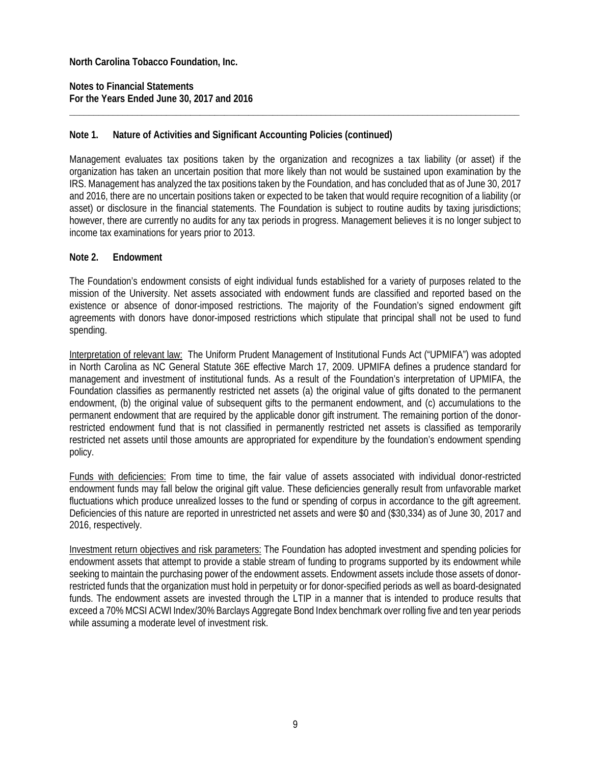North Carolina Tobacco Foundation, Inc.

Notes to Financial Statements
For the Years Ended June 30, 2017 and 2016

## Note 1. Nature of Activities and Significant Accounting Policies (continued)

Management evaluates tax positions taken by the organization and recognizes a tax liability (or asset) if the organization has taken an uncertain position that more likely than not would be sustained upon examination by the IRS. Management has analyzed the tax positions taken by the Foundation, and has concluded that as of June 30, 2017 and 2016, there are no uncertain positions taken or expected to be taken that would require recognition of a liability (or asset) or disclosure in the financial statements. The Foundation is subject to routine audits by taxing jurisdictions; however, there are currently no audits for any tax periods in progress. Management believes it is no longer subject to income tax examinations for years prior to 2013.

## Note 2. Endowment

The Foundation's endowment consists of eight individual funds established for a variety of purposes related to the mission of the University. Net assets associated with endowment funds are classified and reported based on the existence or absence of donor-imposed restrictions. The majority of the Foundation's signed endowment gift agreements with donors have donor-imposed restrictions which stipulate that principal shall not be used to fund spending.

Interpretation of relevant law: The Uniform Prudent Management of Institutional Funds Act ("UPMIFA") was adopted in North Carolina as NC General Statute 36E effective March 17, 2009. UPMIFA defines a prudence standard for management and investment of institutional funds. As a result of the Foundation's interpretation of UPMIFA, the Foundation classifies as permanently restricted net assets (a) the original value of gifts donated to the permanent endowment, (b) the original value of subsequent gifts to the permanent endowment, and (c) accumulations to the permanent endowment that are required by the applicable donor gift instrument. The remaining portion of the donor-restricted endowment fund that is not classified in permanently restricted net assets is classified as temporarily restricted net assets until those amounts are appropriated for expenditure by the foundation's endowment spending policy.

Funds with deficiencies: From time to time, the fair value of assets associated with individual donor-restricted endowment funds may fall below the original gift value. These deficiencies generally result from unfavorable market fluctuations which produce unrealized losses to the fund or spending of corpus in accordance to the gift agreement. Deficiencies of this nature are reported in unrestricted net assets and were $0 and ($30,334) as of June 30, 2017 and 2016, respectively.

Investment return objectives and risk parameters: The Foundation has adopted investment and spending policies for endowment assets that attempt to provide a stable stream of funding to programs supported by its endowment while seeking to maintain the purchasing power of the endowment assets. Endowment assets include those assets of donor-restricted funds that the organization must hold in perpetuity or for donor-specified periods as well as board-designated funds. The endowment assets are invested through the LTIP in a manner that is intended to produce results that exceed a 70% MCSI ACWI Index/30% Barclays Aggregate Bond Index benchmark over rolling five and ten year periods while assuming a moderate level of investment risk.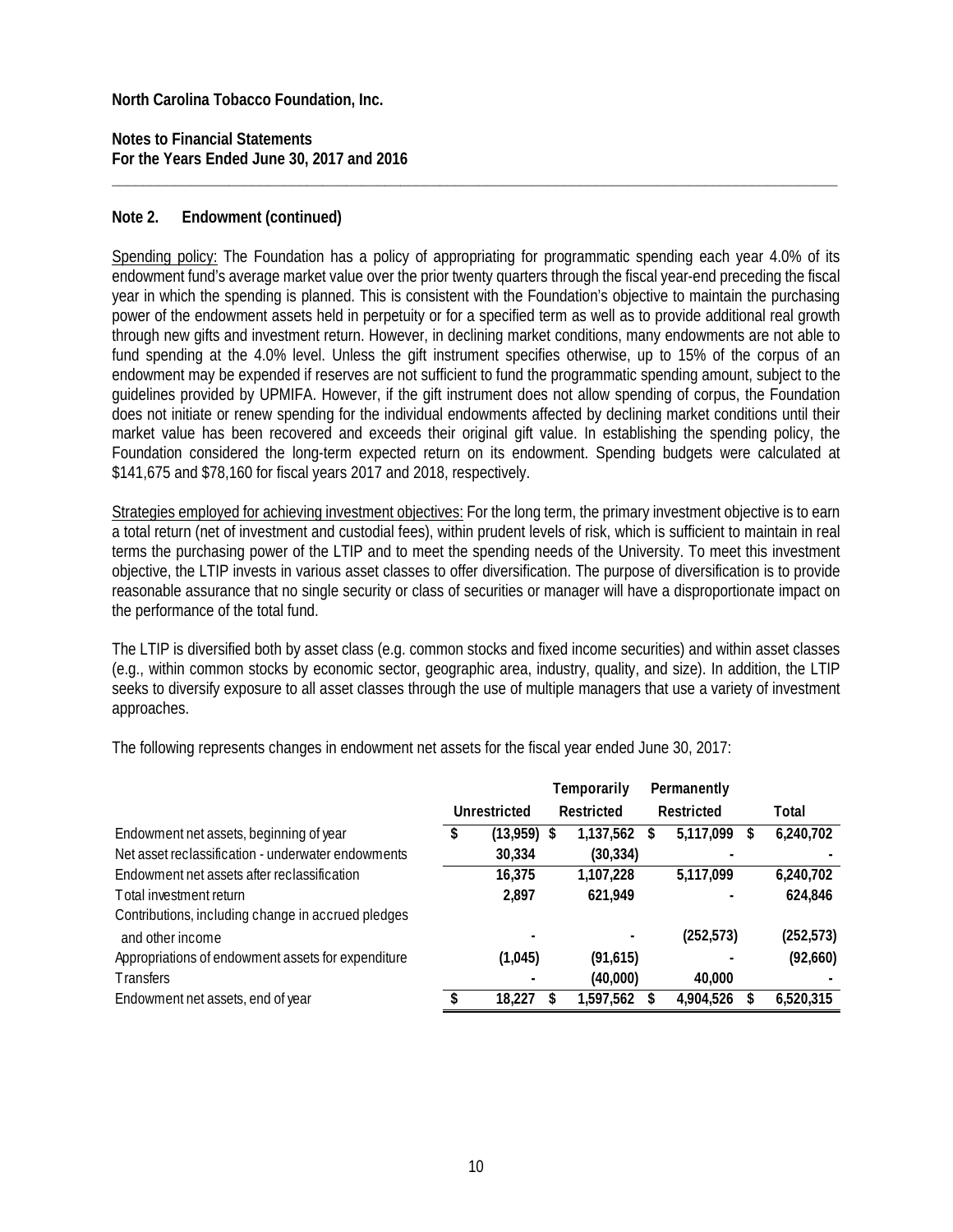**North Carolina Tobacco Foundation, Inc.**

**Notes to Financial Statements**
**For the Years Ended June 30, 2017 and 2016**

### Note 2. Endowment (continued)

Spending policy: The Foundation has a policy of appropriating for programmatic spending each year 4.0% of its endowment fund's average market value over the prior twenty quarters through the fiscal year-end preceding the fiscal year in which the spending is planned. This is consistent with the Foundation's objective to maintain the purchasing power of the endowment assets held in perpetuity or for a specified term as well as to provide additional real growth through new gifts and investment return. However, in declining market conditions, many endowments are not able to fund spending at the 4.0% level. Unless the gift instrument specifies otherwise, up to 15% of the corpus of an endowment may be expended if reserves are not sufficient to fund the programmatic spending amount, subject to the guidelines provided by UPMIFA. However, if the gift instrument does not allow spending of corpus, the Foundation does not initiate or renew spending for the individual endowments affected by declining market conditions until their market value has been recovered and exceeds their original gift value. In establishing the spending policy, the Foundation considered the long-term expected return on its endowment. Spending budgets were calculated at $141,675 and $78,160 for fiscal years 2017 and 2018, respectively.

Strategies employed for achieving investment objectives: For the long term, the primary investment objective is to earn a total return (net of investment and custodial fees), within prudent levels of risk, which is sufficient to maintain in real terms the purchasing power of the LTIP and to meet the spending needs of the University. To meet this investment objective, the LTIP invests in various asset classes to offer diversification. The purpose of diversification is to provide reasonable assurance that no single security or class of securities or manager will have a disproportionate impact on the performance of the total fund.

The LTIP is diversified both by asset class (e.g. common stocks and fixed income securities) and within asset classes (e.g., within common stocks by economic sector, geographic area, industry, quality, and size). In addition, the LTIP seeks to diversify exposure to all asset classes through the use of multiple managers that use a variety of investment approaches.

The following represents changes in endowment net assets for the fiscal year ended June 30, 2017:

| | Unrestricted | Temporarily Restricted | Permanently Restricted | Total |
|---|---|---|---|---|
| Endowment net assets, beginning of year | $ (13,959) | $ 1,137,562 | $ 5,117,099 | $ 6,240,702 |
| Net asset reclassification - underwater endowments | 30,334 | (30,334) | - | - |
| Endowment net assets after reclassification | 16,375 | 1,107,228 | 5,117,099 | 6,240,702 |
| Total investment return | 2,897 | 621,949 | - | 624,846 |
| Contributions, including change in accrued pledges and other income | - | - | (252,573) | (252,573) |
| Appropriations of endowment assets for expenditure | (1,045) | (91,615) | - | (92,660) |
| Transfers | - | (40,000) | 40,000 | - |
| Endowment net assets, end of year | $ 18,227 | $ 1,597,562 | $ 4,904,526 | $ 6,520,315 |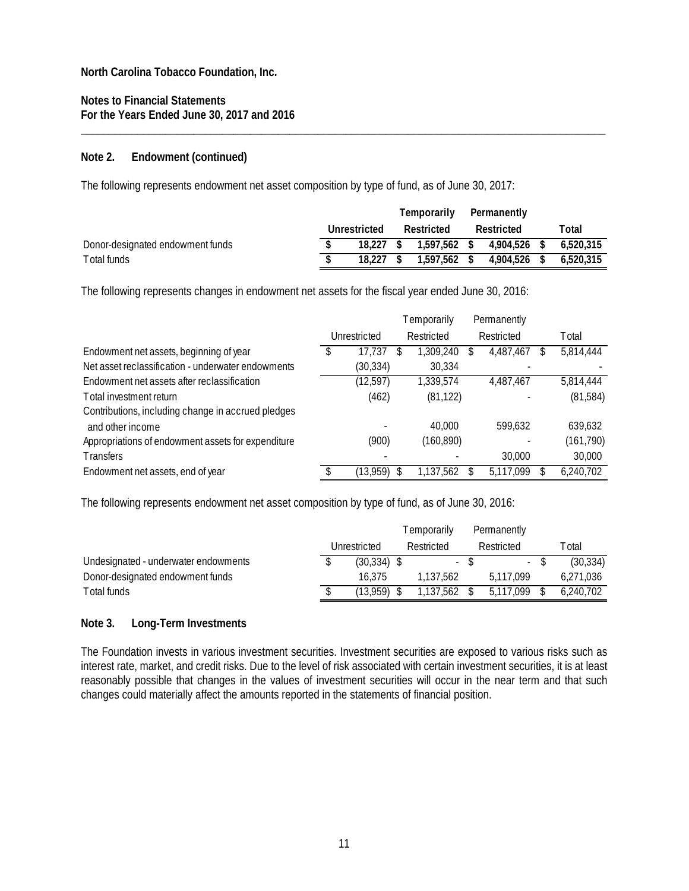**North Carolina Tobacco Foundation, Inc.**

**Notes to Financial Statements**
**For the Years Ended June 30, 2017 and 2016**

## Note 2. Endowment (continued)

The following represents endowment net asset composition by type of fund, as of June 30, 2017:

| | Unrestricted | Temporarily Restricted | Permanently Restricted | Total |
|---|---|---|---|---|
| Donor-designated endowment funds | **$ 18,227** | **$ 1,597,562** | **$ 4,904,526** | **$ 6,520,315** |
| Total funds | **$ 18,227** | **$ 1,597,562** | **$ 4,904,526** | **$ 6,520,315** |

The following represents changes in endowment net assets for the fiscal year ended June 30, 2016:

| | Unrestricted | Temporarily Restricted | Permanently Restricted | Total |
|---|---|---|---|---|
| Endowment net assets, beginning of year | $ 17,737 | $ 1,309,240 | $ 4,487,467 | $ 5,814,444 |
| Net asset reclassification - underwater endowments | (30,334) | 30,334 | - | - |
| Endowment net assets after reclassification | (12,597) | 1,339,574 | 4,487,467 | 5,814,444 |
| Total investment return | (462) | (81,122) | - | (81,584) |
| Contributions, including change in accrued pledges and other income | - | 40,000 | 599,632 | 639,632 |
| Appropriations of endowment assets for expenditure | (900) | (160,890) | - | (161,790) |
| Transfers | - | - | 30,000 | 30,000 |
| Endowment net assets, end of year | $ (13,959) | $ 1,137,562 | $ 5,117,099 | $ 6,240,702 |

The following represents endowment net asset composition by type of fund, as of June 30, 2016:

| | Unrestricted | Temporarily Restricted | Permanently Restricted | Total |
|---|---|---|---|---|
| Undesignated - underwater endowments | $ (30,334) | $ - | $ - | $ (30,334) |
| Donor-designated endowment funds | 16,375 | 1,137,562 | 5,117,099 | 6,271,036 |
| Total funds | $ (13,959) | $ 1,137,562 | $ 5,117,099 | $ 6,240,702 |

## Note 3. Long-Term Investments

The Foundation invests in various investment securities. Investment securities are exposed to various risks such as interest rate, market, and credit risks. Due to the level of risk associated with certain investment securities, it is at least reasonably possible that changes in the values of investment securities will occur in the near term and that such changes could materially affect the amounts reported in the statements of financial position.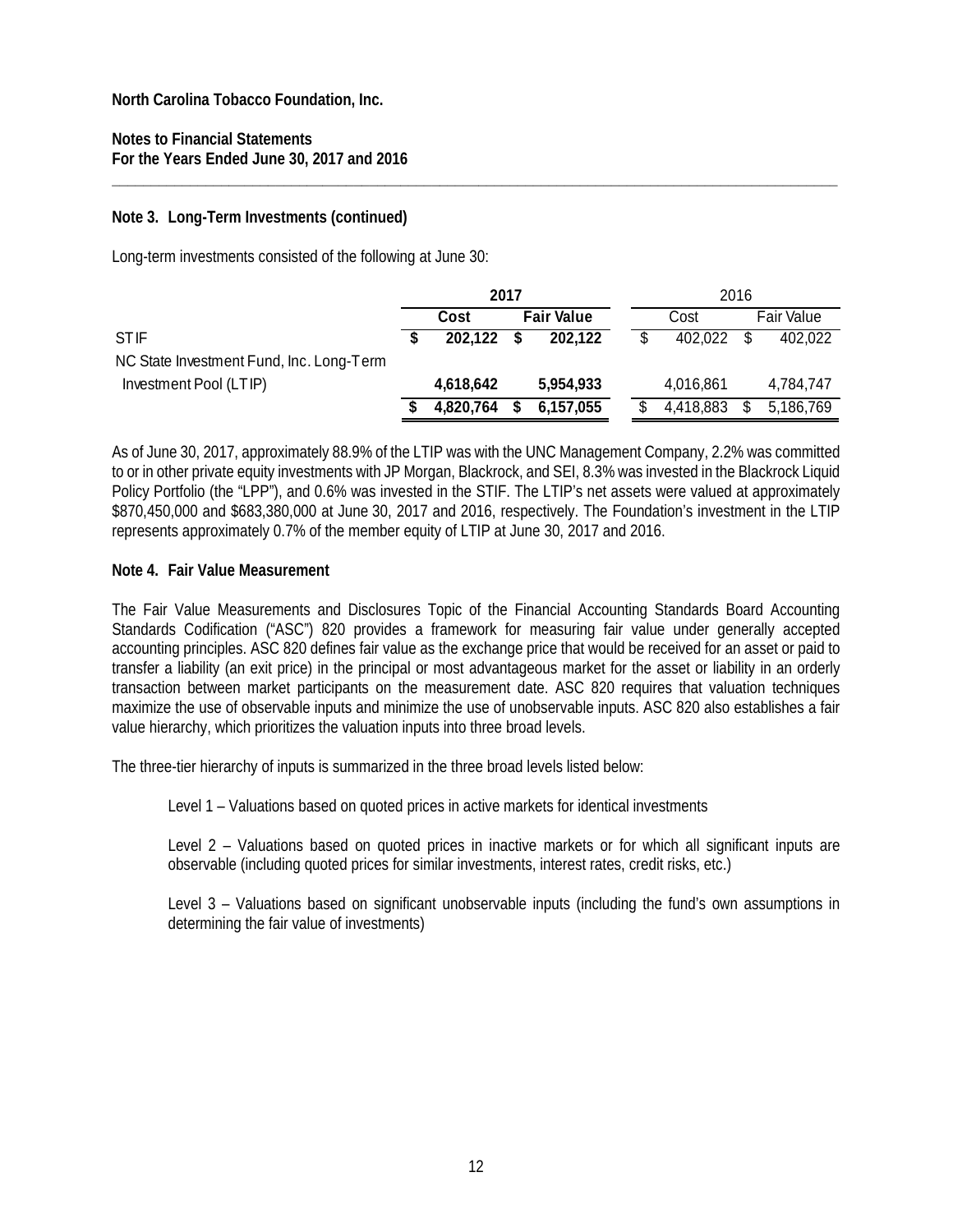North Carolina Tobacco Foundation, Inc.

Notes to Financial Statements
For the Years Ended June 30, 2017 and 2016

## Note 3. Long-Term Investments (continued)

Long-term investments consisted of the following at June 30:

| | 2017 | | 2016 | |
|---|---|---|---|---|
| | Cost | Fair Value | Cost | Fair Value |
| STIF | $ 202,122 | $ 202,122 | $ 402,022 | $ 402,022 |
| NC State Investment Fund, Inc. Long-Term Investment Pool (LTIP) | 4,618,642 | 5,954,933 | 4,016,861 | 4,784,747 |
| | $ 4,820,764 | $ 6,157,055 | $ 4,418,883 | $ 5,186,769 |

As of June 30, 2017, approximately 88.9% of the LTIP was with the UNC Management Company, 2.2% was committed to or in other private equity investments with JP Morgan, Blackrock, and SEI, 8.3% was invested in the Blackrock Liquid Policy Portfolio (the "LPP"), and 0.6% was invested in the STIF. The LTIP's net assets were valued at approximately $870,450,000 and $683,380,000 at June 30, 2017 and 2016, respectively. The Foundation's investment in the LTIP represents approximately 0.7% of the member equity of LTIP at June 30, 2017 and 2016.

## Note 4. Fair Value Measurement

The Fair Value Measurements and Disclosures Topic of the Financial Accounting Standards Board Accounting Standards Codification ("ASC") 820 provides a framework for measuring fair value under generally accepted accounting principles. ASC 820 defines fair value as the exchange price that would be received for an asset or paid to transfer a liability (an exit price) in the principal or most advantageous market for the asset or liability in an orderly transaction between market participants on the measurement date. ASC 820 requires that valuation techniques maximize the use of observable inputs and minimize the use of unobservable inputs. ASC 820 also establishes a fair value hierarchy, which prioritizes the valuation inputs into three broad levels.

The three-tier hierarchy of inputs is summarized in the three broad levels listed below:

Level 1 – Valuations based on quoted prices in active markets for identical investments

Level 2 – Valuations based on quoted prices in inactive markets or for which all significant inputs are observable (including quoted prices for similar investments, interest rates, credit risks, etc.)

Level 3 – Valuations based on significant unobservable inputs (including the fund's own assumptions in determining the fair value of investments)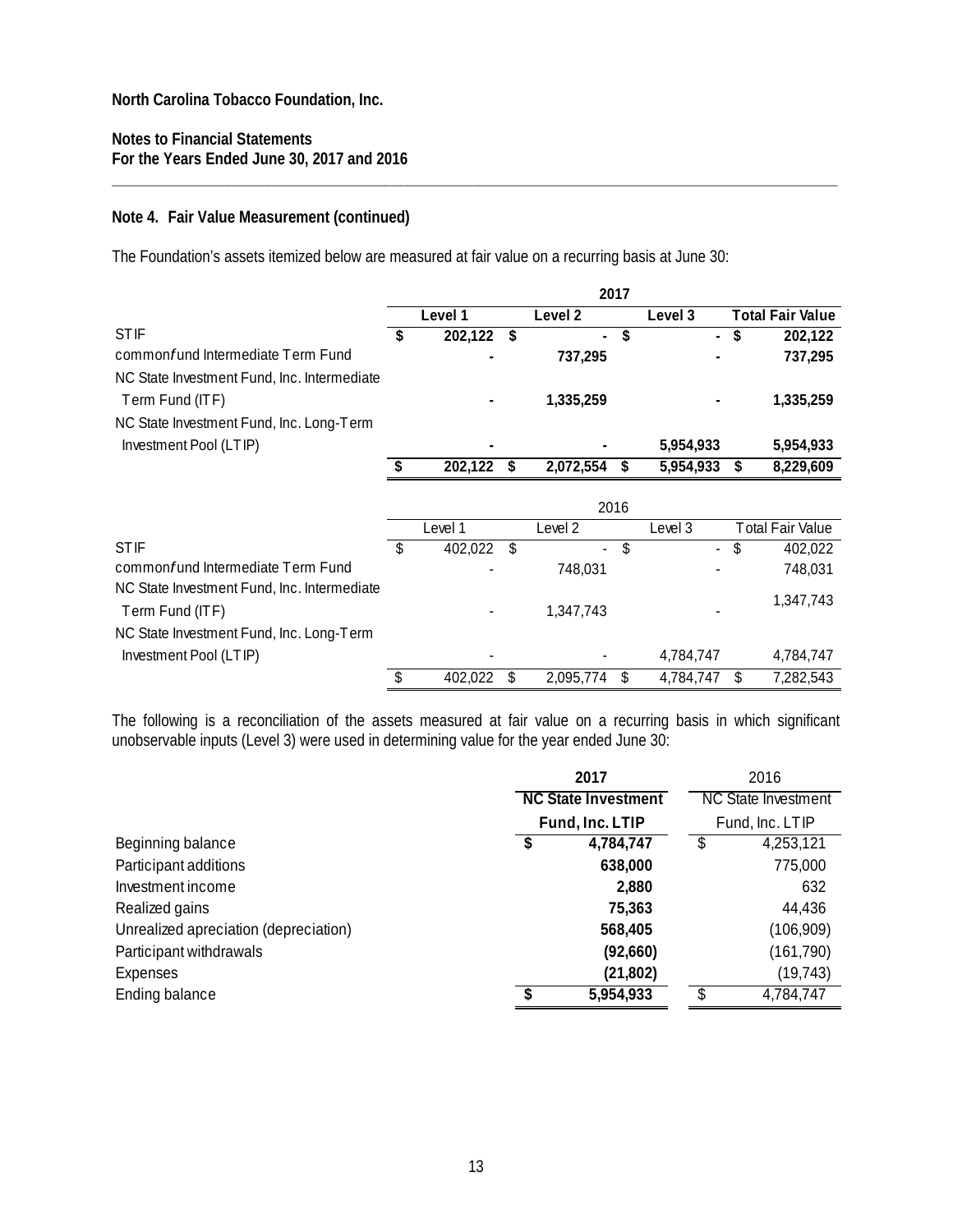**North Carolina Tobacco Foundation, Inc.**

**Notes to Financial Statements**
**For the Years Ended June 30, 2017 and 2016**

### Note 4. Fair Value Measurement (continued)

The Foundation's assets itemized below are measured at fair value on a recurring basis at June 30:

| | **2017** | | | |
|---|---|---|---|---|
| | **Level 1** | **Level 2** | **Level 3** | **Total Fair Value** |
| STIF | **$ 202,122** | **$ -** | **$ -** | **$ 202,122** |
| commonfund Intermediate Term Fund | **-** | **737,295** | **-** | **737,295** |
| NC State Investment Fund, Inc. Intermediate Term Fund (ITF) | **-** | **1,335,259** | **-** | **1,335,259** |
| NC State Investment Fund, Inc. Long-Term Investment Pool (LTIP) | **-** | **-** | **5,954,933** | **5,954,933** |
| | **$ 202,122** | **$ 2,072,554** | **$ 5,954,933** | **$ 8,229,609** |

| | 2016 | | | |
|---|---|---|---|---|
| | Level 1 | Level 2 | Level 3 | Total Fair Value |
| STIF | $ 402,022 | $ - | $ - | $ 402,022 |
| commonfund Intermediate Term Fund | - | 748,031 | - | 748,031 |
| NC State Investment Fund, Inc. Intermediate Term Fund (ITF) | - | 1,347,743 | - | 1,347,743 |
| NC State Investment Fund, Inc. Long-Term Investment Pool (LTIP) | - | - | 4,784,747 | 4,784,747 |
| | $ 402,022 | $ 2,095,774 | $ 4,784,747 | $ 7,282,543 |

The following is a reconciliation of the assets measured at fair value on a recurring basis in which significant unobservable inputs (Level 3) were used in determining value for the year ended June 30:

| | **2017** | 2016 |
|---|---|---|
| | **NC State Investment Fund, Inc. LTIP** | NC State Investment Fund, Inc. LTIP |
| Beginning balance | **$ 4,784,747** | $ 4,253,121 |
| Participant additions | **638,000** | 775,000 |
| Investment income | **2,880** | 632 |
| Realized gains | **75,363** | 44,436 |
| Unrealized apreciation (depreciation) | **568,405** | (106,909) |
| Participant withdrawals | **(92,660)** | (161,790) |
| Expenses | **(21,802)** | (19,743) |
| Ending balance | **$ 5,954,933** | $ 4,784,747 |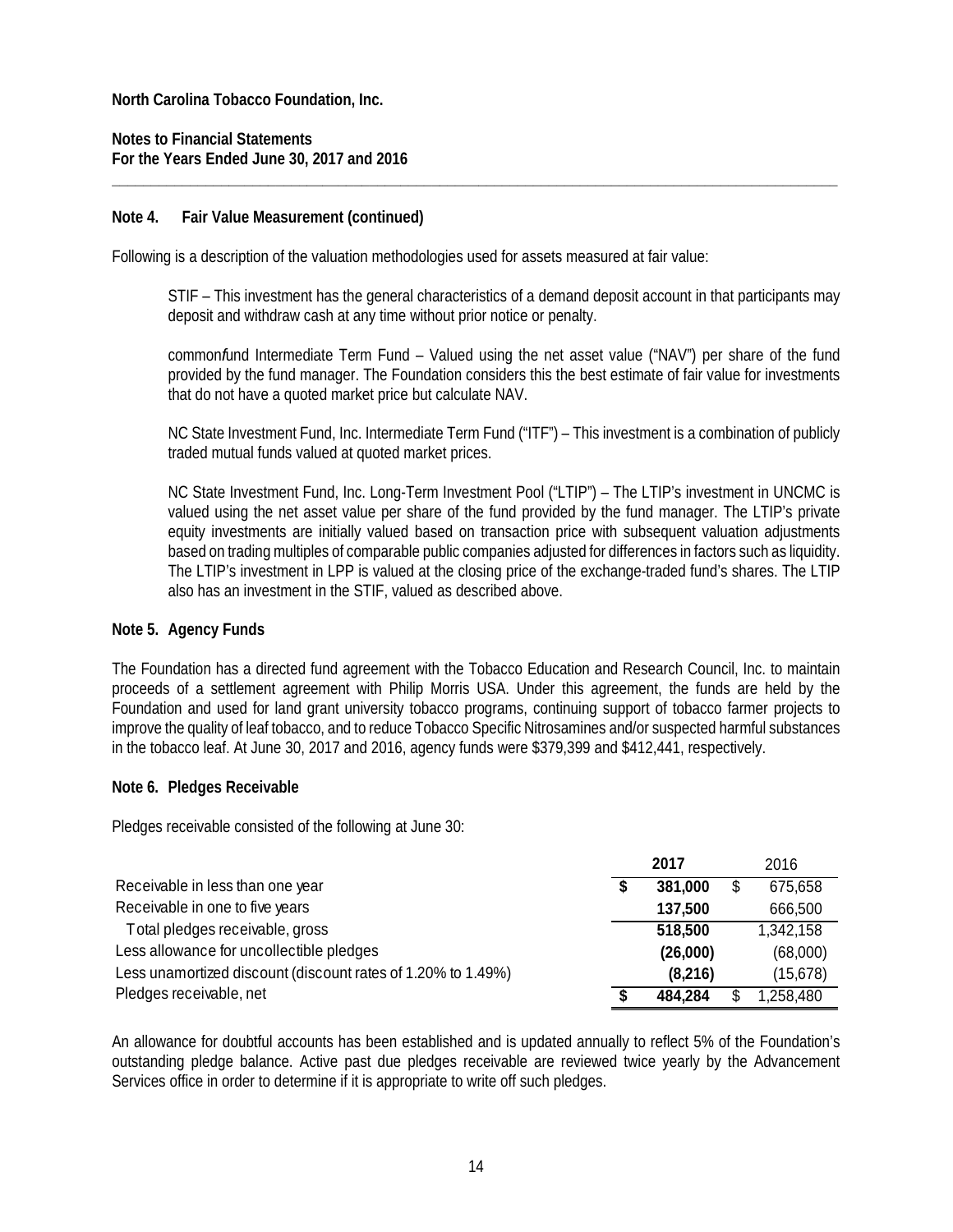North Carolina Tobacco Foundation, Inc.

Notes to Financial Statements
For the Years Ended June 30, 2017 and 2016

### Note 4. Fair Value Measurement (continued)

Following is a description of the valuation methodologies used for assets measured at fair value:

STIF – This investment has the general characteristics of a demand deposit account in that participants may deposit and withdraw cash at any time without prior notice or penalty.

common*f*und Intermediate Term Fund – Valued using the net asset value ("NAV") per share of the fund provided by the fund manager. The Foundation considers this the best estimate of fair value for investments that do not have a quoted market price but calculate NAV.

NC State Investment Fund, Inc. Intermediate Term Fund ("ITF") – This investment is a combination of publicly traded mutual funds valued at quoted market prices.

NC State Investment Fund, Inc. Long-Term Investment Pool ("LTIP") – The LTIP's investment in UNCMC is valued using the net asset value per share of the fund provided by the fund manager. The LTIP's private equity investments are initially valued based on transaction price with subsequent valuation adjustments based on trading multiples of comparable public companies adjusted for differences in factors such as liquidity. The LTIP's investment in LPP is valued at the closing price of the exchange-traded fund's shares. The LTIP also has an investment in the STIF, valued as described above.

### Note 5. Agency Funds

The Foundation has a directed fund agreement with the Tobacco Education and Research Council, Inc. to maintain proceeds of a settlement agreement with Philip Morris USA. Under this agreement, the funds are held by the Foundation and used for land grant university tobacco programs, continuing support of tobacco farmer projects to improve the quality of leaf tobacco, and to reduce Tobacco Specific Nitrosamines and/or suspected harmful substances in the tobacco leaf. At June 30, 2017 and 2016, agency funds were $379,399 and $412,441, respectively.

### Note 6. Pledges Receivable

Pledges receivable consisted of the following at June 30:

| | **2017** | 2016 |
|---|---|---|
| Receivable in less than one year | **$ 381,000** | $ 675,658 |
| Receivable in one to five years | **137,500** | 666,500 |
| Total pledges receivable, gross | **518,500** | 1,342,158 |
| Less allowance for uncollectible pledges | **(26,000)** | (68,000) |
| Less unamortized discount (discount rates of 1.20% to 1.49%) | **(8,216)** | (15,678) |
| Pledges receivable, net | **$ 484,284** | $ 1,258,480 |

An allowance for doubtful accounts has been established and is updated annually to reflect 5% of the Foundation's outstanding pledge balance. Active past due pledges receivable are reviewed twice yearly by the Advancement Services office in order to determine if it is appropriate to write off such pledges.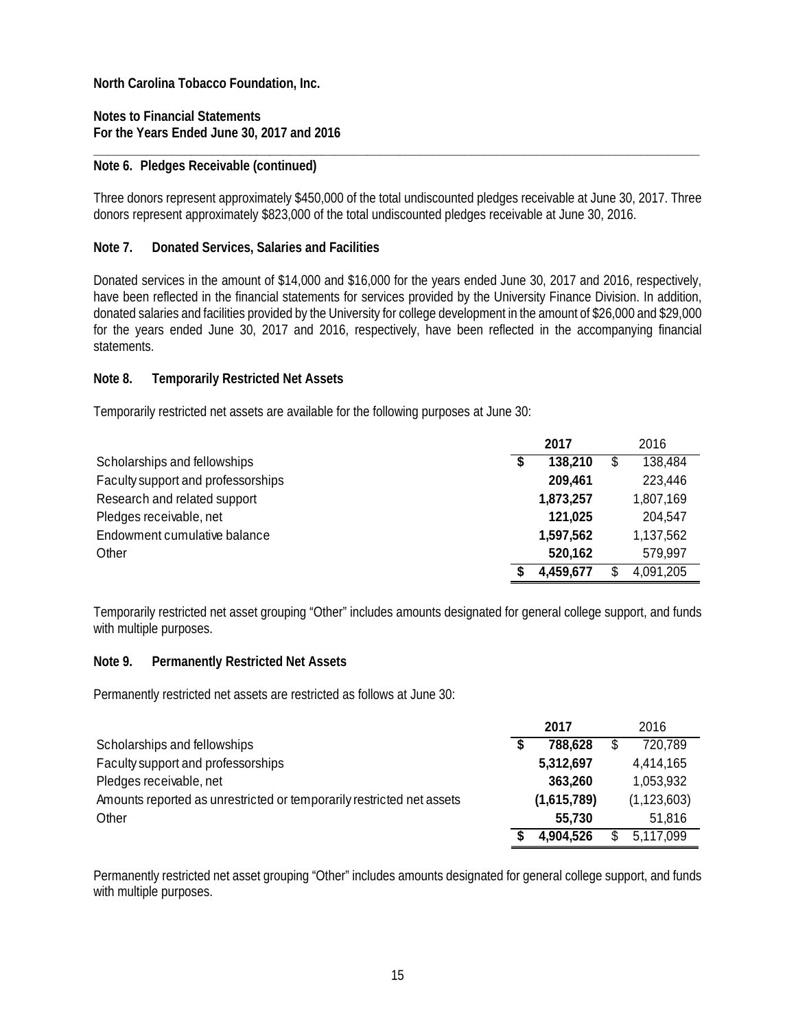**North Carolina Tobacco Foundation, Inc.**

**Notes to Financial Statements**
**For the Years Ended June 30, 2017 and 2016**

## Note 6. Pledges Receivable (continued)

Three donors represent approximately $450,000 of the total undiscounted pledges receivable at June 30, 2017. Three donors represent approximately $823,000 of the total undiscounted pledges receivable at June 30, 2016.

## Note 7. Donated Services, Salaries and Facilities

Donated services in the amount of $14,000 and $16,000 for the years ended June 30, 2017 and 2016, respectively, have been reflected in the financial statements for services provided by the University Finance Division. In addition, donated salaries and facilities provided by the University for college development in the amount of $26,000 and $29,000 for the years ended June 30, 2017 and 2016, respectively, have been reflected in the accompanying financial statements.

## Note 8. Temporarily Restricted Net Assets

Temporarily restricted net assets are available for the following purposes at June 30:

| | 2017 | 2016 |
|---|---|---|
| Scholarships and fellowships | $ 138,210 | $ 138,484 |
| Faculty support and professorships | 209,461 | 223,446 |
| Research and related support | 1,873,257 | 1,807,169 |
| Pledges receivable, net | 121,025 | 204,547 |
| Endowment cumulative balance | 1,597,562 | 1,137,562 |
| Other | 520,162 | 579,997 |
| | $ 4,459,677 | $ 4,091,205 |

Temporarily restricted net asset grouping "Other" includes amounts designated for general college support, and funds with multiple purposes.

## Note 9. Permanently Restricted Net Assets

Permanently restricted net assets are restricted as follows at June 30:

| | 2017 | 2016 |
|---|---|---|
| Scholarships and fellowships | $ 788,628 | $ 720,789 |
| Faculty support and professorships | 5,312,697 | 4,414,165 |
| Pledges receivable, net | 363,260 | 1,053,932 |
| Amounts reported as unrestricted or temporarily restricted net assets | (1,615,789) | (1,123,603) |
| Other | 55,730 | 51,816 |
| | $ 4,904,526 | $ 5,117,099 |

Permanently restricted net asset grouping "Other" includes amounts designated for general college support, and funds with multiple purposes.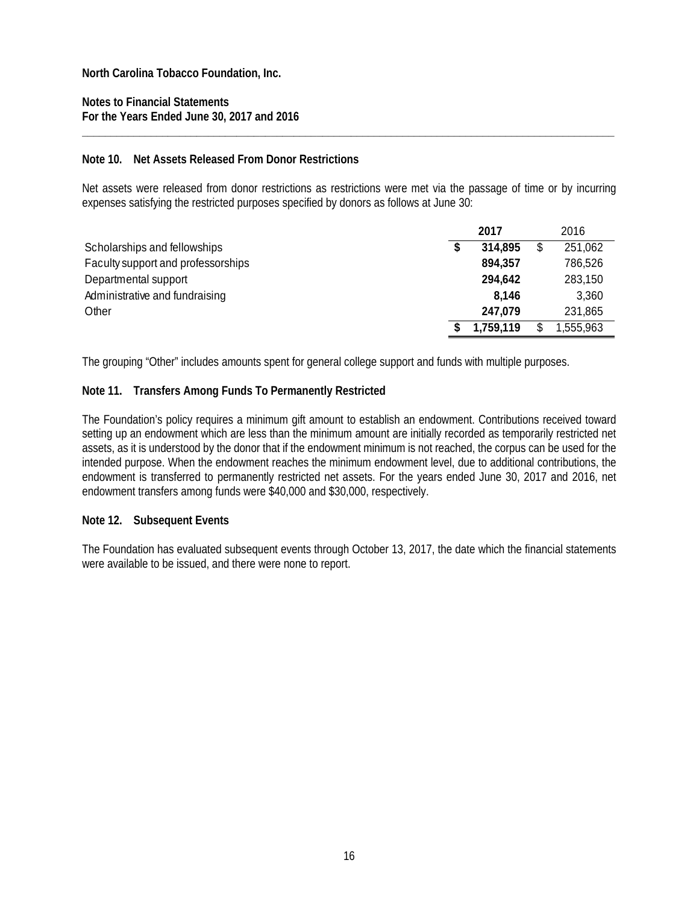**North Carolina Tobacco Foundation, Inc.**

**Notes to Financial Statements**
**For the Years Ended June 30, 2017 and 2016**

## Note 10. Net Assets Released From Donor Restrictions

Net assets were released from donor restrictions as restrictions were met via the passage of time or by incurring expenses satisfying the restricted purposes specified by donors as follows at June 30:

| | **2017** | 2016 |
|---|---|---|
| Scholarships and fellowships | **$ 314,895** | $ 251,062 |
| Faculty support and professorships | **894,357** | 786,526 |
| Departmental support | **294,642** | 283,150 |
| Administrative and fundraising | **8,146** | 3,360 |
| Other | **247,079** | 231,865 |
| | **$ 1,759,119** | $ 1,555,963 |

The grouping "Other" includes amounts spent for general college support and funds with multiple purposes.

## Note 11. Transfers Among Funds To Permanently Restricted

The Foundation's policy requires a minimum gift amount to establish an endowment. Contributions received toward setting up an endowment which are less than the minimum amount are initially recorded as temporarily restricted net assets, as it is understood by the donor that if the endowment minimum is not reached, the corpus can be used for the intended purpose. When the endowment reaches the minimum endowment level, due to additional contributions, the endowment is transferred to permanently restricted net assets. For the years ended June 30, 2017 and 2016, net endowment transfers among funds were $40,000 and $30,000, respectively.

## Note 12. Subsequent Events

The Foundation has evaluated subsequent events through October 13, 2017, the date which the financial statements were available to be issued, and there were none to report.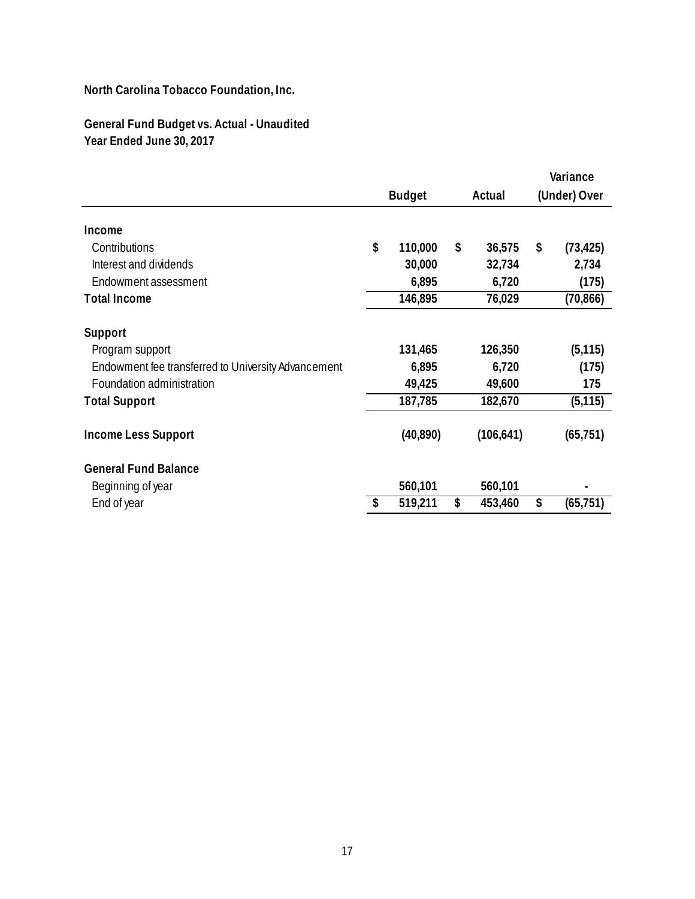**North Carolina Tobacco Foundation, Inc.**

**General Fund Budget vs. Actual - Unaudited**
**Year Ended June 30, 2017**

| | Budget | Actual | Variance (Under) Over |
|---|---|---|---|
| **Income** | | | |
| Contributions | $ 110,000 | $ 36,575 | $ (73,425) |
| Interest and dividends | 30,000 | 32,734 | 2,734 |
| Endowment assessment | 6,895 | 6,720 | (175) |
| **Total Income** | 146,895 | 76,029 | (70,866) |
| **Support** | | | |
| Program support | 131,465 | 126,350 | (5,115) |
| Endowment fee transferred to University Advancement | 6,895 | 6,720 | (175) |
| Foundation administration | 49,425 | 49,600 | 175 |
| **Total Support** | 187,785 | 182,670 | (5,115) |
| **Income Less Support** | (40,890) | (106,641) | (65,751) |
| **General Fund Balance** | | | |
| Beginning of year | 560,101 | 560,101 | - |
| End of year | $ 519,211 | $ 453,460 | $ (65,751) |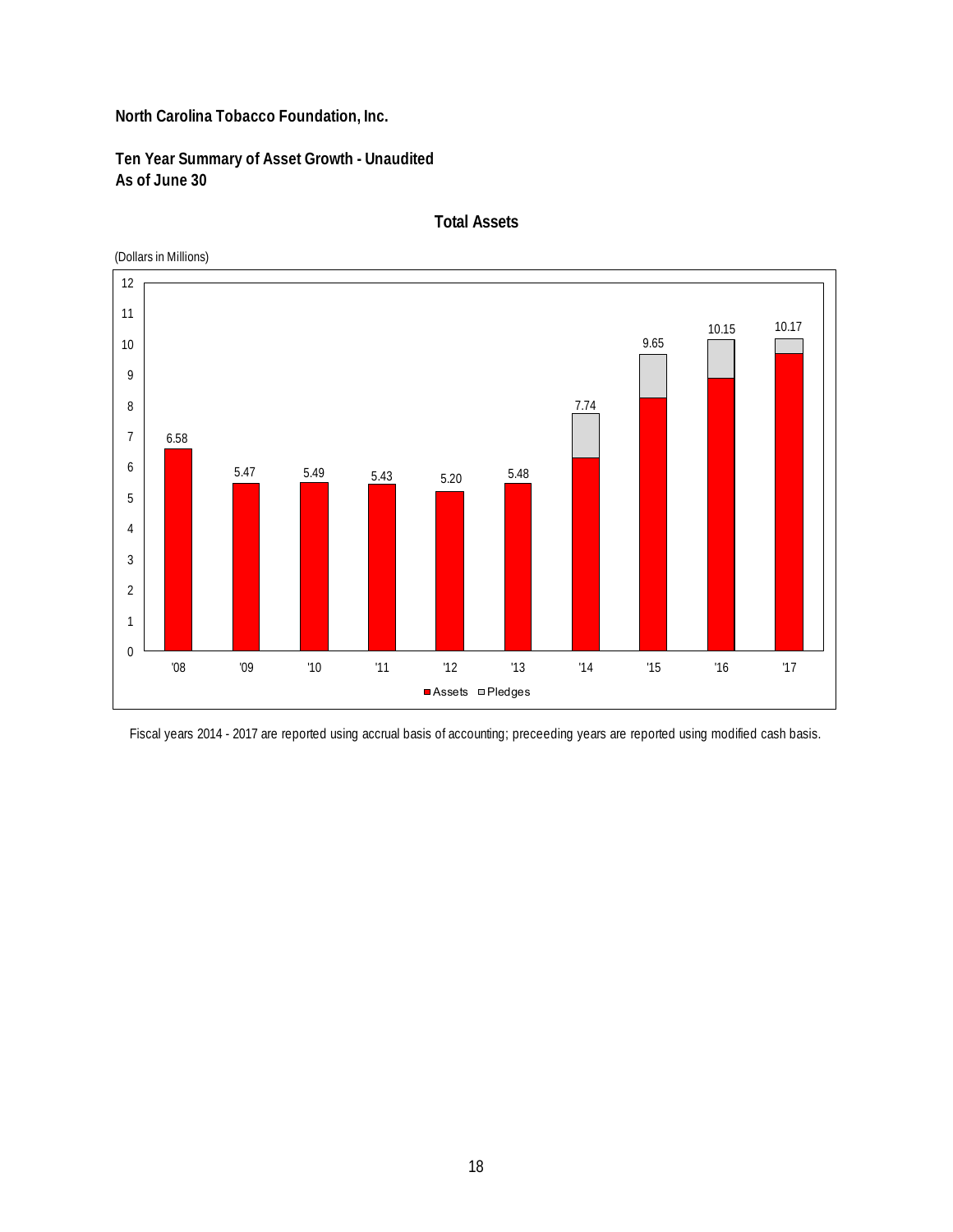**North Carolina Tobacco Foundation, Inc.**

**Ten Year Summary of Asset Growth - Unaudited**
**As of June 30**

**Total Assets**

(Dollars in Millions)

| Year | Total |
|---|---|
| '08 | 6.58 |
| '09 | 5.47 |
| '10 | 5.49 |
| '11 | 5.43 |
| '12 | 5.20 |
| '13 | 5.48 |
| '14 | 7.74 |
| '15 | 9.65 |
| '16 | 10.15 |
| '17 | 10.17 |

Assets / Pledges

Fiscal years 2014 - 2017 are reported using accrual basis of accounting; preceeding years are reported using modified cash basis.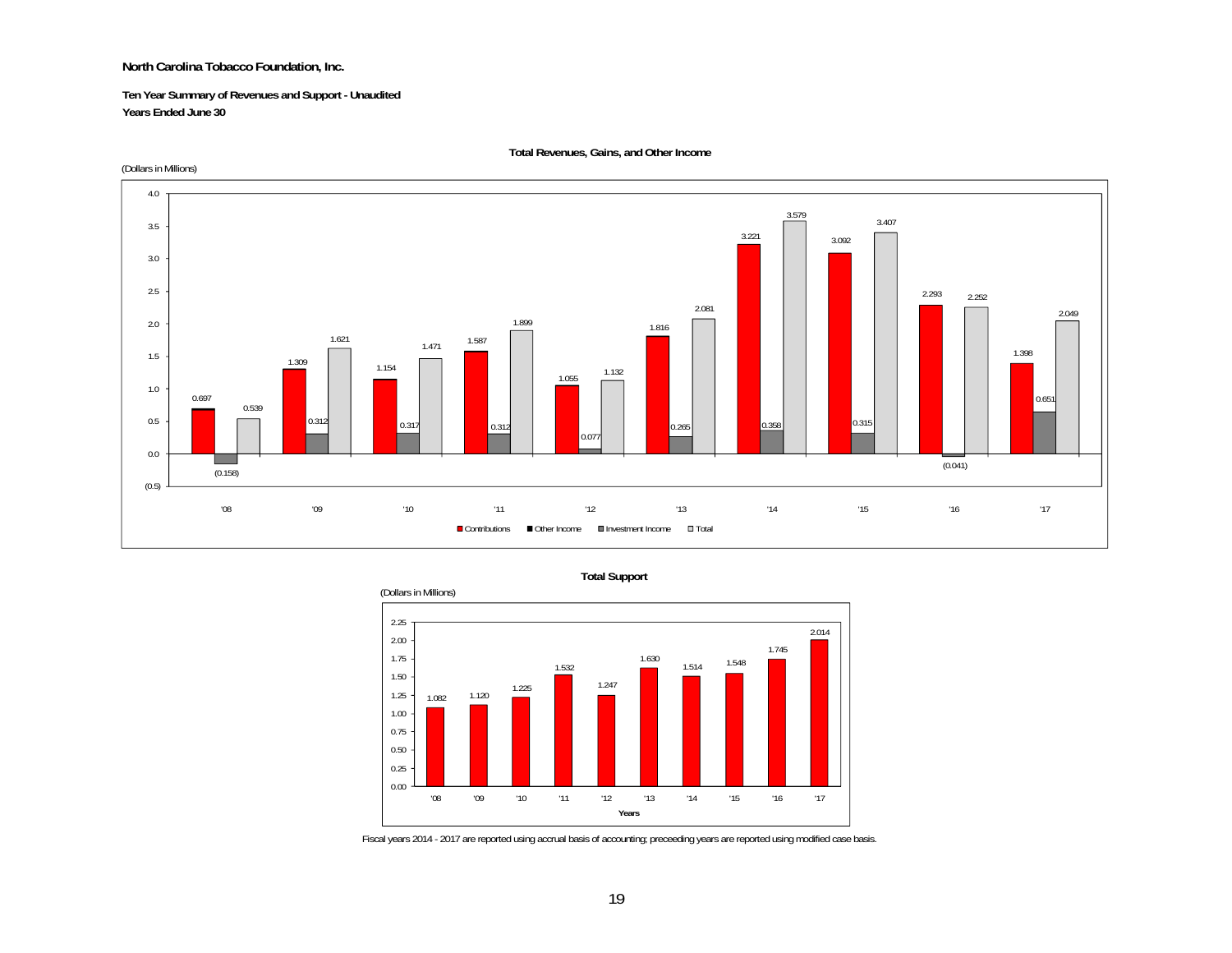**North Carolina Tobacco Foundation, Inc.**

**Ten Year Summary of Revenues and Support - Unaudited**

**Years Ended June 30**

**Total Revenues, Gains, and Other Income**

(Dollars in Millions)

4.0
3.5
3.0
2.5
2.0
1.5
1.0
0.5
0.0
(0.5)

'08 '09 '10 '11 '12 '13 '14 '15 '16 '17

0.697 0.539 (0.158)
1.309 0.312 1.621
1.154 0.317 1.471
1.587 0.312 1.899
1.055 0.077 1.132
1.816 0.265 2.081
3.221 0.358 3.579
3.092 0.315 3.407
2.293 (0.041) 2.252
1.398 0.651 2.049

Contributions   Other Income   Investment Income   Total

**Total Support**

(Dollars in Millions)

2.25
2.00
1.75
1.50
1.25
1.00
0.75
0.50
0.25
0.00

'08 '09 '10 '11 '12 '13 '14 '15 '16 '17

1.082 1.120 1.225 1.532 1.247 1.630 1.514 1.548 1.745 2.014

**Years**

Fiscal years 2014 - 2017 are reported using accrual basis of accounting; preceeding years are reported using modified case basis.